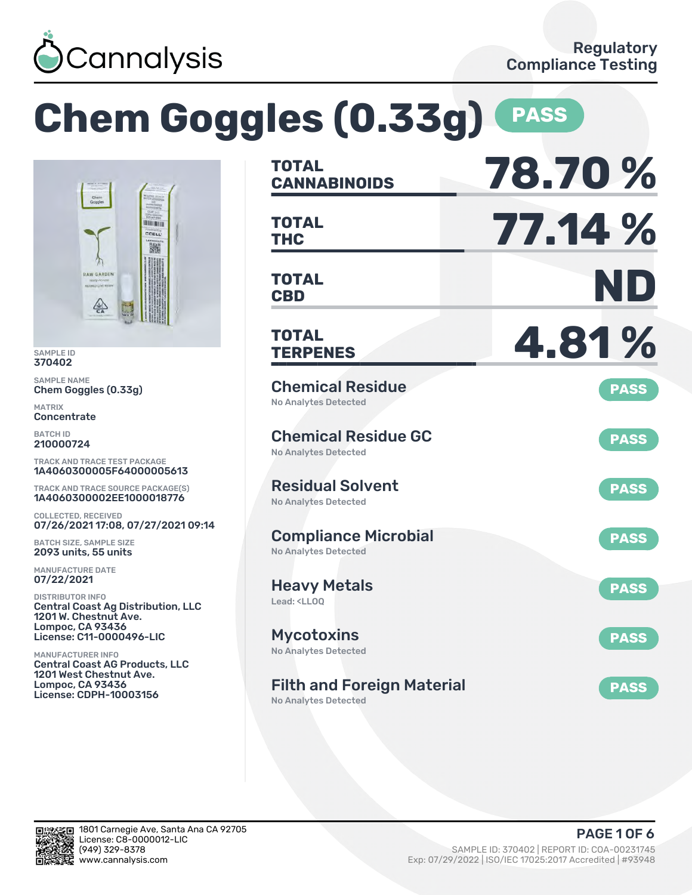Cannalysis

Regulatory Compliance Testing

# Chem Goggles (0.33g) PASS

SAMPLE ID
370402

SAMPLE NAME
Chem Goggles (0.33g)

MATRIX
Concentrate

BATCH ID
210000724

TRACK AND TRACE TEST PACKAGE
1A4060300005F64000005613

TRACK AND TRACE SOURCE PACKAGE(S)
1A4060300002EE1000018776

COLLECTED, RECEIVED
07/26/2021 17:08, 07/27/2021 09:14

BATCH SIZE, SAMPLE SIZE
2093 units, 55 units

MANUFACTURE DATE
07/22/2021

DISTRIBUTOR INFO
Central Coast Ag Distribution, LLC
1201 W. Chestnut Ave.
Lompoc, CA 93436
License: C11-0000496-LIC

MANUFACTURER INFO
Central Coast AG Products, LLC
1201 West Chestnut Ave.
Lompoc, CA 93436
License: CDPH-10003156

| | |
|---|---|
| **TOTAL CANNABINOIDS** | **78.70 %** |
| **TOTAL THC** | **77.14 %** |
| **TOTAL CBD** | **ND** |
| **TOTAL TERPENES** | **4.81 %** |

## Chemical Residue — PASS
No Analytes Detected

## Chemical Residue GC — PASS
No Analytes Detected

## Residual Solvent — PASS
No Analytes Detected

## Compliance Microbial — PASS
No Analytes Detected

## Heavy Metals — PASS
Lead: <LLOQ

## Mycotoxins — PASS
No Analytes Detected

## Filth and Foreign Material — PASS
No Analytes Detected

1801 Carnegie Ave, Santa Ana CA 92705
License: C8-0000012-LIC
(949) 329-8378
www.cannalysis.com

SAMPLE ID: 370402 | REPORT ID: COA-00231745
Exp: 07/29/2022 | ISO/IEC 17025:2017 Accredited | #93948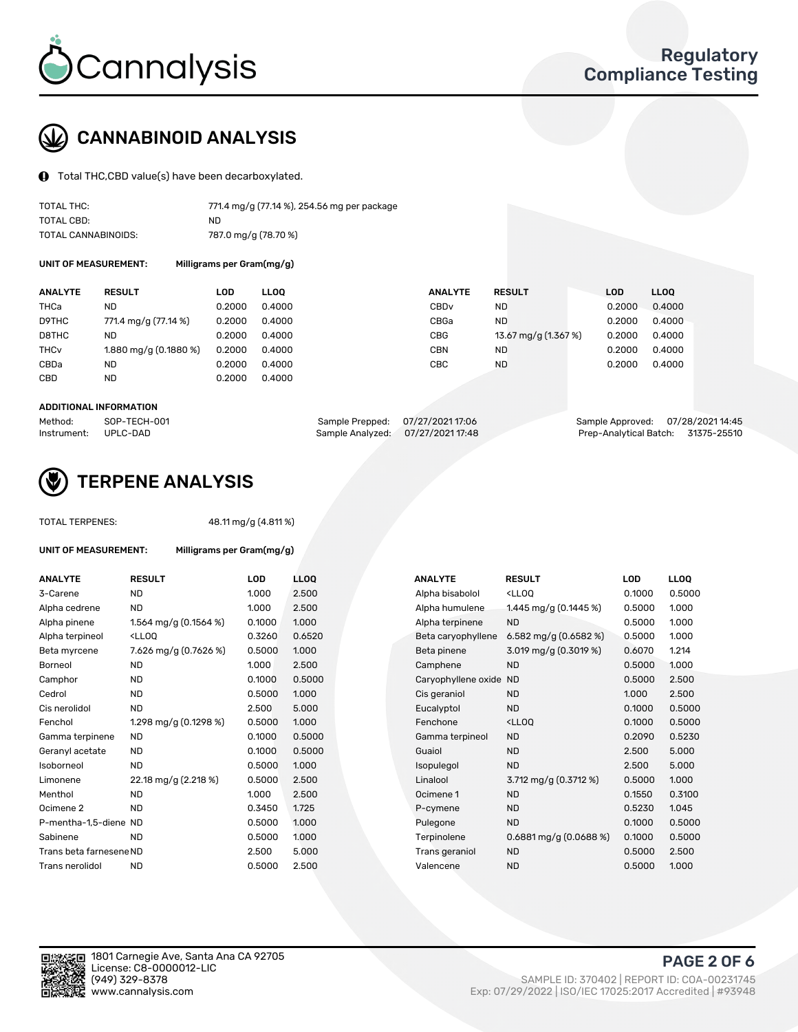# CANNABINOID ANALYSIS

Total THC,CBD value(s) have been decarboxylated.

| | |
|---|---|
| TOTAL THC: | 771.4 mg/g (77.14 %), 254.56 mg per package |
| TOTAL CBD: | ND |
| TOTAL CANNABINOIDS: | 787.0 mg/g (78.70 %) |

**UNIT OF MEASUREMENT:** Milligrams per Gram(mg/g)

| ANALYTE | RESULT | LOD | LLOQ | ANALYTE | RESULT | LOD | LLOQ |
|---|---|---|---|---|---|---|---|
| THCa | ND | 0.2000 | 0.4000 | CBDv | ND | 0.2000 | 0.4000 |
| D9THC | 771.4 mg/g (77.14 %) | 0.2000 | 0.4000 | CBGa | ND | 0.2000 | 0.4000 |
| D8THC | ND | 0.2000 | 0.4000 | CBG | 13.67 mg/g (1.367 %) | 0.2000 | 0.4000 |
| THCv | 1.880 mg/g (0.1880 %) | 0.2000 | 0.4000 | CBN | ND | 0.2000 | 0.4000 |
| CBDa | ND | 0.2000 | 0.4000 | CBC | ND | 0.2000 | 0.4000 |
| CBD | ND | 0.2000 | 0.4000 | | | | |

**ADDITIONAL INFORMATION**

| | | | | | |
|---|---|---|---|---|---|
| Method: | SOP-TECH-001 | Sample Prepped: | 07/27/2021 17:06 | Sample Approved: | 07/28/2021 14:45 |
| Instrument: | UPLC-DAD | Sample Analyzed: | 07/27/2021 17:48 | Prep-Analytical Batch: | 31375-25510 |

# TERPENE ANALYSIS

TOTAL TERPENES: 48.11 mg/g (4.811 %)

**UNIT OF MEASUREMENT:** Milligrams per Gram(mg/g)

| ANALYTE | RESULT | LOD | LLOQ | ANALYTE | RESULT | LOD | LLOQ |
|---|---|---|---|---|---|---|---|
| 3-Carene | ND | 1.000 | 2.500 | Alpha bisabolol | <LLOQ | 0.1000 | 0.5000 |
| Alpha cedrene | ND | 1.000 | 2.500 | Alpha humulene | 1.445 mg/g (0.1445 %) | 0.5000 | 1.000 |
| Alpha pinene | 1.564 mg/g (0.1564 %) | 0.1000 | 1.000 | Alpha terpinene | ND | 0.5000 | 1.000 |
| Alpha terpineol | <LLOQ | 0.3260 | 0.6520 | Beta caryophyllene | 6.582 mg/g (0.6582 %) | 0.5000 | 1.000 |
| Beta myrcene | 7.626 mg/g (0.7626 %) | 0.5000 | 1.000 | Beta pinene | 3.019 mg/g (0.3019 %) | 0.6070 | 1.214 |
| Borneol | ND | 1.000 | 2.500 | Camphene | ND | 0.5000 | 1.000 |
| Camphor | ND | 0.1000 | 0.5000 | Caryophyllene oxide | ND | 0.5000 | 2.500 |
| Cedrol | ND | 0.5000 | 1.000 | Cis geraniol | ND | 1.000 | 2.500 |
| Cis nerolidol | ND | 2.500 | 5.000 | Eucalyptol | ND | 0.1000 | 0.5000 |
| Fenchol | 1.298 mg/g (0.1298 %) | 0.5000 | 1.000 | Fenchone | <LLOQ | 0.1000 | 0.5000 |
| Gamma terpinene | ND | 0.1000 | 0.5000 | Gamma terpineol | ND | 0.2090 | 0.5230 |
| Geranyl acetate | ND | 0.1000 | 0.5000 | Guaiol | ND | 2.500 | 5.000 |
| Isoborneol | ND | 0.5000 | 1.000 | Isopulegol | ND | 2.500 | 5.000 |
| Limonene | 22.18 mg/g (2.218 %) | 0.5000 | 2.500 | Linalool | 3.712 mg/g (0.3712 %) | 0.5000 | 1.000 |
| Menthol | ND | 1.000 | 2.500 | Ocimene 1 | ND | 0.1550 | 0.3100 |
| Ocimene 2 | ND | 0.3450 | 1.725 | P-cymene | ND | 0.5230 | 1.045 |
| P-mentha-1,5-diene | ND | 0.5000 | 1.000 | Pulegone | ND | 0.1000 | 0.5000 |
| Sabinene | ND | 0.5000 | 1.000 | Terpinolene | 0.6881 mg/g (0.0688 %) | 0.1000 | 0.5000 |
| Trans beta farnesene | ND | 2.500 | 5.000 | Trans geraniol | ND | 0.5000 | 2.500 |
| Trans nerolidol | ND | 0.5000 | 2.500 | Valencene | ND | 0.5000 | 1.000 |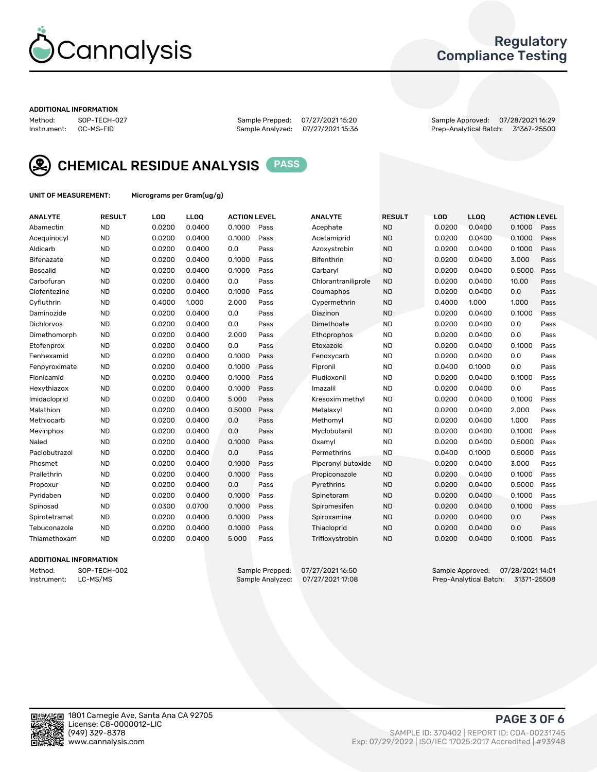Cannalysis

Regulatory Compliance Testing

ADDITIONAL INFORMATION

Method: SOP-TECH-027
Instrument: GC-MS-FID
Sample Prepped: 07/27/2021 15:20
Sample Analyzed: 07/27/2021 15:36
Sample Approved: 07/28/2021 16:29
Prep-Analytical Batch: 31367-25500

## CHEMICAL RESIDUE ANALYSIS PASS

UNIT OF MEASUREMENT: Micrograms per Gram(ug/g)

| ANALYTE | RESULT | LOD | LLOQ | ACTION LEVEL | | ANALYTE | RESULT | LOD | LLOQ | ACTION LEVEL | |
|---|---|---|---|---|---|---|---|---|---|---|---|
| Abamectin | ND | 0.0200 | 0.0400 | 0.1000 | Pass | Acephate | ND | 0.0200 | 0.0400 | 0.1000 | Pass |
| Acequinocyl | ND | 0.0200 | 0.0400 | 0.1000 | Pass | Acetamiprid | ND | 0.0200 | 0.0400 | 0.1000 | Pass |
| Aldicarb | ND | 0.0200 | 0.0400 | 0.0 | Pass | Azoxystrobin | ND | 0.0200 | 0.0400 | 0.1000 | Pass |
| Bifenazate | ND | 0.0200 | 0.0400 | 0.1000 | Pass | Bifenthrin | ND | 0.0200 | 0.0400 | 3.000 | Pass |
| Boscalid | ND | 0.0200 | 0.0400 | 0.1000 | Pass | Carbaryl | ND | 0.0200 | 0.0400 | 0.5000 | Pass |
| Carbofuran | ND | 0.0200 | 0.0400 | 0.0 | Pass | Chlorantraniliprole | ND | 0.0200 | 0.0400 | 10.00 | Pass |
| Clofentezine | ND | 0.0200 | 0.0400 | 0.1000 | Pass | Coumaphos | ND | 0.0200 | 0.0400 | 0.0 | Pass |
| Cyfluthrin | ND | 0.4000 | 1.000 | 2.000 | Pass | Cypermethrin | ND | 0.4000 | 1.000 | 1.000 | Pass |
| Daminozide | ND | 0.0200 | 0.0400 | 0.0 | Pass | Diazinon | ND | 0.0200 | 0.0400 | 0.1000 | Pass |
| Dichlorvos | ND | 0.0200 | 0.0400 | 0.0 | Pass | Dimethoate | ND | 0.0200 | 0.0400 | 0.0 | Pass |
| Dimethomorph | ND | 0.0200 | 0.0400 | 2.000 | Pass | Ethoprophos | ND | 0.0200 | 0.0400 | 0.0 | Pass |
| Etofenprox | ND | 0.0200 | 0.0400 | 0.0 | Pass | Etoxazole | ND | 0.0200 | 0.0400 | 0.1000 | Pass |
| Fenhexamid | ND | 0.0200 | 0.0400 | 0.1000 | Pass | Fenoxycarb | ND | 0.0200 | 0.0400 | 0.0 | Pass |
| Fenpyroximate | ND | 0.0200 | 0.0400 | 0.1000 | Pass | Fipronil | ND | 0.0400 | 0.1000 | 0.0 | Pass |
| Flonicamid | ND | 0.0200 | 0.0400 | 0.1000 | Pass | Fludioxonil | ND | 0.0200 | 0.0400 | 0.1000 | Pass |
| Hexythiazox | ND | 0.0200 | 0.0400 | 0.1000 | Pass | Imazalil | ND | 0.0200 | 0.0400 | 0.0 | Pass |
| Imidacloprid | ND | 0.0200 | 0.0400 | 5.000 | Pass | Kresoxim methyl | ND | 0.0200 | 0.0400 | 0.1000 | Pass |
| Malathion | ND | 0.0200 | 0.0400 | 0.5000 | Pass | Metalaxyl | ND | 0.0200 | 0.0400 | 2.000 | Pass |
| Methiocarb | ND | 0.0200 | 0.0400 | 0.0 | Pass | Methomyl | ND | 0.0200 | 0.0400 | 1.000 | Pass |
| Mevinphos | ND | 0.0200 | 0.0400 | 0.0 | Pass | Myclobutanil | ND | 0.0200 | 0.0400 | 0.1000 | Pass |
| Naled | ND | 0.0200 | 0.0400 | 0.1000 | Pass | Oxamyl | ND | 0.0200 | 0.0400 | 0.5000 | Pass |
| Paclobutrazol | ND | 0.0200 | 0.0400 | 0.0 | Pass | Permethrins | ND | 0.0400 | 0.1000 | 0.5000 | Pass |
| Phosmet | ND | 0.0200 | 0.0400 | 0.1000 | Pass | Piperonyl butoxide | ND | 0.0200 | 0.0400 | 3.000 | Pass |
| Prallethrin | ND | 0.0200 | 0.0400 | 0.1000 | Pass | Propiconazole | ND | 0.0200 | 0.0400 | 0.1000 | Pass |
| Propoxur | ND | 0.0200 | 0.0400 | 0.0 | Pass | Pyrethrins | ND | 0.0200 | 0.0400 | 0.5000 | Pass |
| Pyridaben | ND | 0.0200 | 0.0400 | 0.1000 | Pass | Spinetoram | ND | 0.0200 | 0.0400 | 0.1000 | Pass |
| Spinosad | ND | 0.0300 | 0.0700 | 0.1000 | Pass | Spiromesifen | ND | 0.0200 | 0.0400 | 0.1000 | Pass |
| Spirotetramat | ND | 0.0200 | 0.0400 | 0.1000 | Pass | Spiroxamine | ND | 0.0200 | 0.0400 | 0.0 | Pass |
| Tebuconazole | ND | 0.0200 | 0.0400 | 0.1000 | Pass | Thiacloprid | ND | 0.0200 | 0.0400 | 0.0 | Pass |
| Thiamethoxam | ND | 0.0200 | 0.0400 | 5.000 | Pass | Trifloxystrobin | ND | 0.0200 | 0.0400 | 0.1000 | Pass |

ADDITIONAL INFORMATION

Method: SOP-TECH-002
Instrument: LC-MS/MS
Sample Prepped: 07/27/2021 16:50
Sample Analyzed: 07/27/2021 17:08
Sample Approved: 07/28/2021 14:01
Prep-Analytical Batch: 31371-25508

1801 Carnegie Ave, Santa Ana CA 92705
License: C8-0000012-LIC
(949) 329-8378
www.cannalysis.com

SAMPLE ID: 370402 | REPORT ID: COA-00231745
Exp: 07/29/2022 | ISO/IEC 17025:2017 Accredited | #93948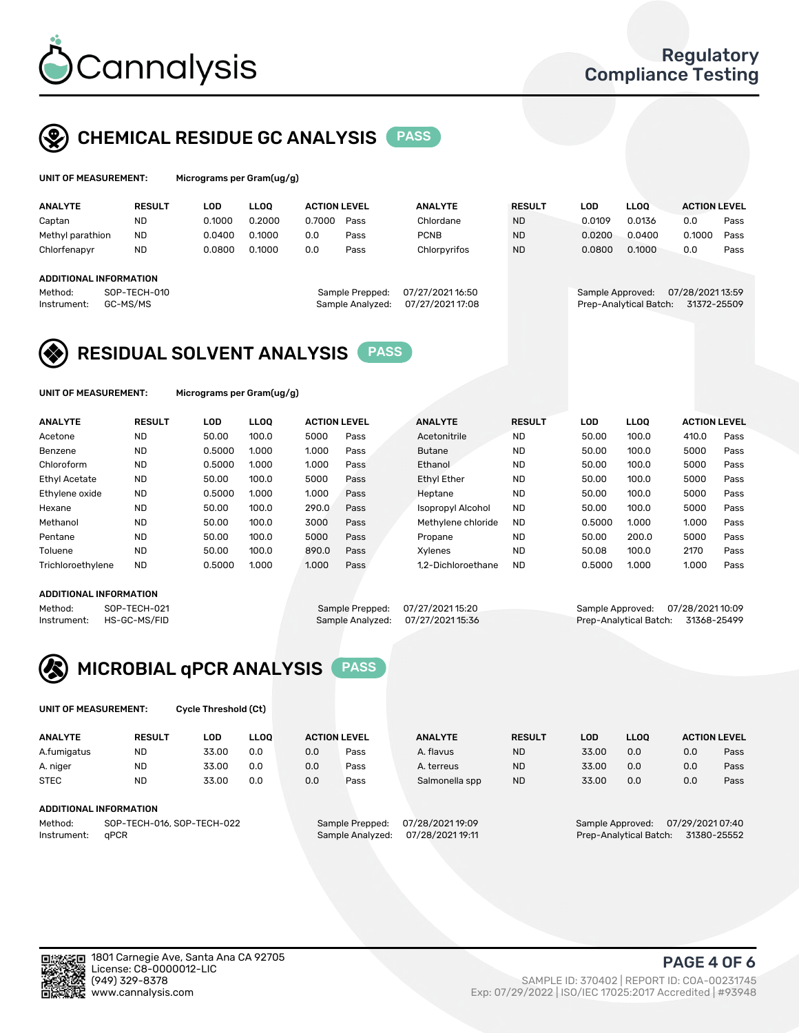# Cannalysis

**Regulatory Compliance Testing**

## CHEMICAL RESIDUE GC ANALYSIS — PASS

**UNIT OF MEASUREMENT:** Micrograms per Gram(ug/g)

| ANALYTE | RESULT | LOD | LLOQ | ACTION LEVEL | | ANALYTE | RESULT | LOD | LLOQ | ACTION LEVEL | |
|---|---|---|---|---|---|---|---|---|---|---|---|
| Captan | ND | 0.1000 | 0.2000 | 0.7000 | Pass | Chlordane | ND | 0.0109 | 0.0136 | 0.0 | Pass |
| Methyl parathion | ND | 0.0400 | 0.1000 | 0.0 | Pass | PCNB | ND | 0.0200 | 0.0400 | 0.1000 | Pass |
| Chlorfenapyr | ND | 0.0800 | 0.1000 | 0.0 | Pass | Chlorpyrifos | ND | 0.0800 | 0.1000 | 0.0 | Pass |

**ADDITIONAL INFORMATION**

Method: SOP-TECH-010
Instrument: GC-MS/MS
Sample Prepped: 07/27/2021 16:50
Sample Analyzed: 07/27/2021 17:08
Sample Approved: 07/28/2021 13:59
Prep-Analytical Batch: 31372-25509

## RESIDUAL SOLVENT ANALYSIS — PASS

**UNIT OF MEASUREMENT:** Micrograms per Gram(ug/g)

| ANALYTE | RESULT | LOD | LLOQ | ACTION LEVEL | | ANALYTE | RESULT | LOD | LLOQ | ACTION LEVEL | |
|---|---|---|---|---|---|---|---|---|---|---|---|
| Acetone | ND | 50.00 | 100.0 | 5000 | Pass | Acetonitrile | ND | 50.00 | 100.0 | 410.0 | Pass |
| Benzene | ND | 0.5000 | 1.000 | 1.000 | Pass | Butane | ND | 50.00 | 100.0 | 5000 | Pass |
| Chloroform | ND | 0.5000 | 1.000 | 1.000 | Pass | Ethanol | ND | 50.00 | 100.0 | 5000 | Pass |
| Ethyl Acetate | ND | 50.00 | 100.0 | 5000 | Pass | Ethyl Ether | ND | 50.00 | 100.0 | 5000 | Pass |
| Ethylene oxide | ND | 0.5000 | 1.000 | 1.000 | Pass | Heptane | ND | 50.00 | 100.0 | 5000 | Pass |
| Hexane | ND | 50.00 | 100.0 | 290.0 | Pass | Isopropyl Alcohol | ND | 50.00 | 100.0 | 5000 | Pass |
| Methanol | ND | 50.00 | 100.0 | 3000 | Pass | Methylene chloride | ND | 0.5000 | 1.000 | 1.000 | Pass |
| Pentane | ND | 50.00 | 100.0 | 5000 | Pass | Propane | ND | 50.00 | 200.0 | 5000 | Pass |
| Toluene | ND | 50.00 | 100.0 | 890.0 | Pass | Xylenes | ND | 50.08 | 100.0 | 2170 | Pass |
| Trichloroethylene | ND | 0.5000 | 1.000 | 1.000 | Pass | 1,2-Dichloroethane | ND | 0.5000 | 1.000 | 1.000 | Pass |

**ADDITIONAL INFORMATION**

Method: SOP-TECH-021
Instrument: HS-GC-MS/FID
Sample Prepped: 07/27/2021 15:20
Sample Analyzed: 07/27/2021 15:36
Sample Approved: 07/28/2021 10:09
Prep-Analytical Batch: 31368-25499

## MICROBIAL qPCR ANALYSIS — PASS

**UNIT OF MEASUREMENT:** Cycle Threshold (Ct)

| ANALYTE | RESULT | LOD | LLOQ | ACTION LEVEL | | ANALYTE | RESULT | LOD | LLOQ | ACTION LEVEL | |
|---|---|---|---|---|---|---|---|---|---|---|---|
| A.fumigatus | ND | 33.00 | 0.0 | 0.0 | Pass | A. flavus | ND | 33.00 | 0.0 | 0.0 | Pass |
| A. niger | ND | 33.00 | 0.0 | 0.0 | Pass | A. terreus | ND | 33.00 | 0.0 | 0.0 | Pass |
| STEC | ND | 33.00 | 0.0 | 0.0 | Pass | Salmonella spp | ND | 33.00 | 0.0 | 0.0 | Pass |

**ADDITIONAL INFORMATION**

Method: SOP-TECH-016, SOP-TECH-022
Instrument: qPCR
Sample Prepped: 07/28/2021 19:09
Sample Analyzed: 07/28/2021 19:11
Sample Approved: 07/29/2021 07:40
Prep-Analytical Batch: 31380-25552

1801 Carnegie Ave, Santa Ana CA 92705
License: C8-0000012-LIC
(949) 329-8378
www.cannalysis.com

SAMPLE ID: 370402 | REPORT ID: COA-00231745
Exp: 07/29/2022 | ISO/IEC 17025:2017 Accredited | #93948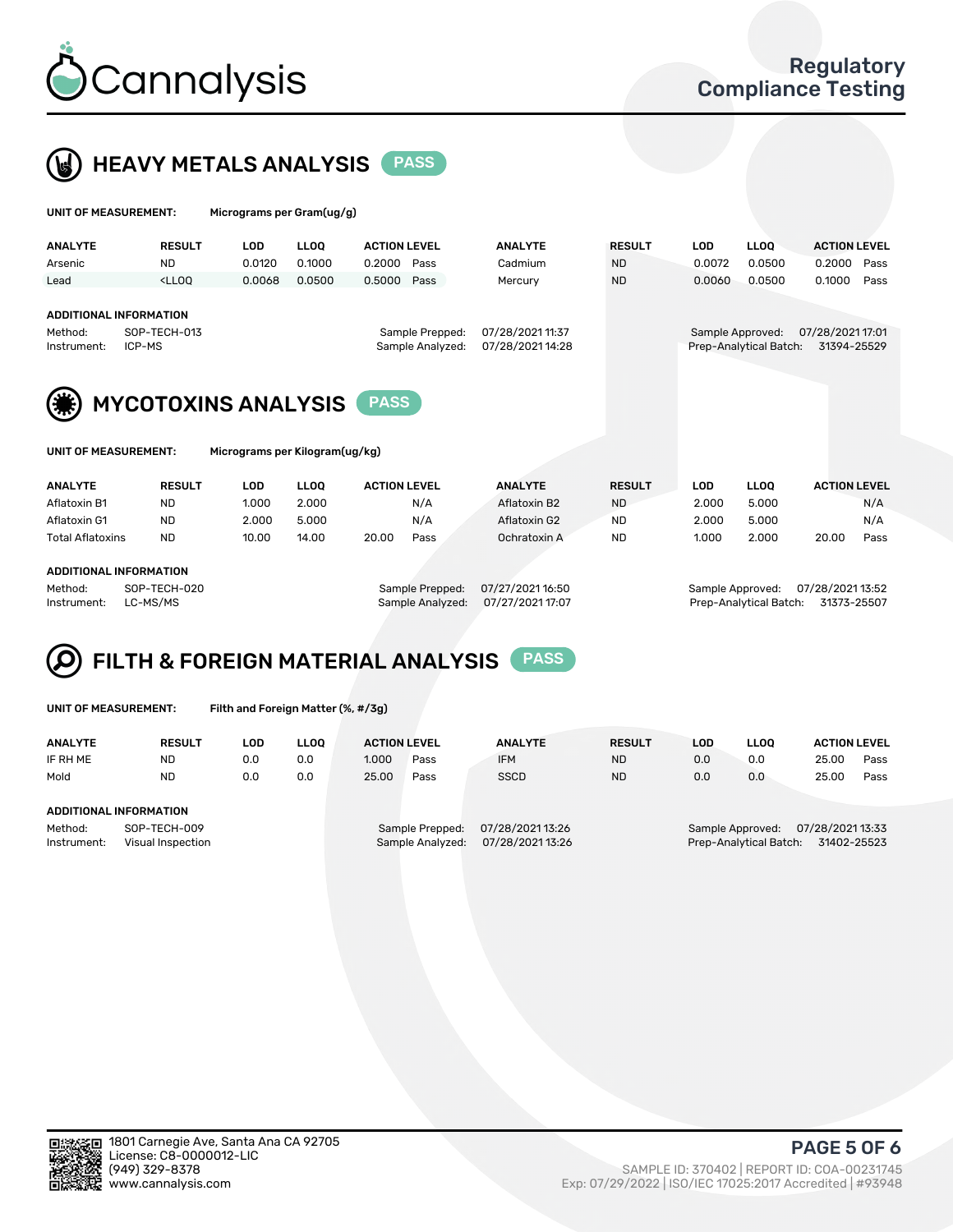# Cannalysis

**Regulatory Compliance Testing**

## HEAVY METALS ANALYSIS — PASS

**UNIT OF MEASUREMENT:** Micrograms per Gram(ug/g)

| ANALYTE | RESULT | LOD | LLOQ | ACTION LEVEL | | ANALYTE | RESULT | LOD | LLOQ | ACTION LEVEL | |
|---|---|---|---|---|---|---|---|---|---|---|---|
| Arsenic | ND | 0.0120 | 0.1000 | 0.2000 | Pass | Cadmium | ND | 0.0072 | 0.0500 | 0.2000 | Pass |
| Lead | <LLOQ | 0.0068 | 0.0500 | 0.5000 | Pass | Mercury | ND | 0.0060 | 0.0500 | 0.1000 | Pass |

**ADDITIONAL INFORMATION**

Method: SOP-TECH-013
Instrument: ICP-MS
Sample Prepped: 07/28/2021 11:37
Sample Analyzed: 07/28/2021 14:28
Sample Approved: 07/28/2021 17:01
Prep-Analytical Batch: 31394-25529

## MYCOTOXINS ANALYSIS — PASS

**UNIT OF MEASUREMENT:** Micrograms per Kilogram(ug/kg)

| ANALYTE | RESULT | LOD | LLOQ | ACTION LEVEL | | ANALYTE | RESULT | LOD | LLOQ | ACTION LEVEL | |
|---|---|---|---|---|---|---|---|---|---|---|---|
| Aflatoxin B1 | ND | 1.000 | 2.000 | | N/A | Aflatoxin B2 | ND | 2.000 | 5.000 | | N/A |
| Aflatoxin G1 | ND | 2.000 | 5.000 | | N/A | Aflatoxin G2 | ND | 2.000 | 5.000 | | N/A |
| Total Aflatoxins | ND | 10.00 | 14.00 | 20.00 | Pass | Ochratoxin A | ND | 1.000 | 2.000 | 20.00 | Pass |

**ADDITIONAL INFORMATION**

Method: SOP-TECH-020
Instrument: LC-MS/MS
Sample Prepped: 07/27/2021 16:50
Sample Analyzed: 07/27/2021 17:07
Sample Approved: 07/28/2021 13:52
Prep-Analytical Batch: 31373-25507

## FILTH & FOREIGN MATERIAL ANALYSIS — PASS

**UNIT OF MEASUREMENT:** Filth and Foreign Matter (%, #/3g)

| ANALYTE | RESULT | LOD | LLOQ | ACTION LEVEL | | ANALYTE | RESULT | LOD | LLOQ | ACTION LEVEL | |
|---|---|---|---|---|---|---|---|---|---|---|---|
| IF RH ME | ND | 0.0 | 0.0 | 1.000 | Pass | IFM | ND | 0.0 | 0.0 | 25.00 | Pass |
| Mold | ND | 0.0 | 0.0 | 25.00 | Pass | SSCD | ND | 0.0 | 0.0 | 25.00 | Pass |

**ADDITIONAL INFORMATION**

Method: SOP-TECH-009
Instrument: Visual Inspection
Sample Prepped: 07/28/2021 13:26
Sample Analyzed: 07/28/2021 13:26
Sample Approved: 07/28/2021 13:33
Prep-Analytical Batch: 31402-25523

1801 Carnegie Ave, Santa Ana CA 92705
License: C8-0000012-LIC
(949) 329-8378
www.cannalysis.com

SAMPLE ID: 370402 | REPORT ID: COA-00231745
Exp: 07/29/2022 | ISO/IEC 17025:2017 Accredited | #93948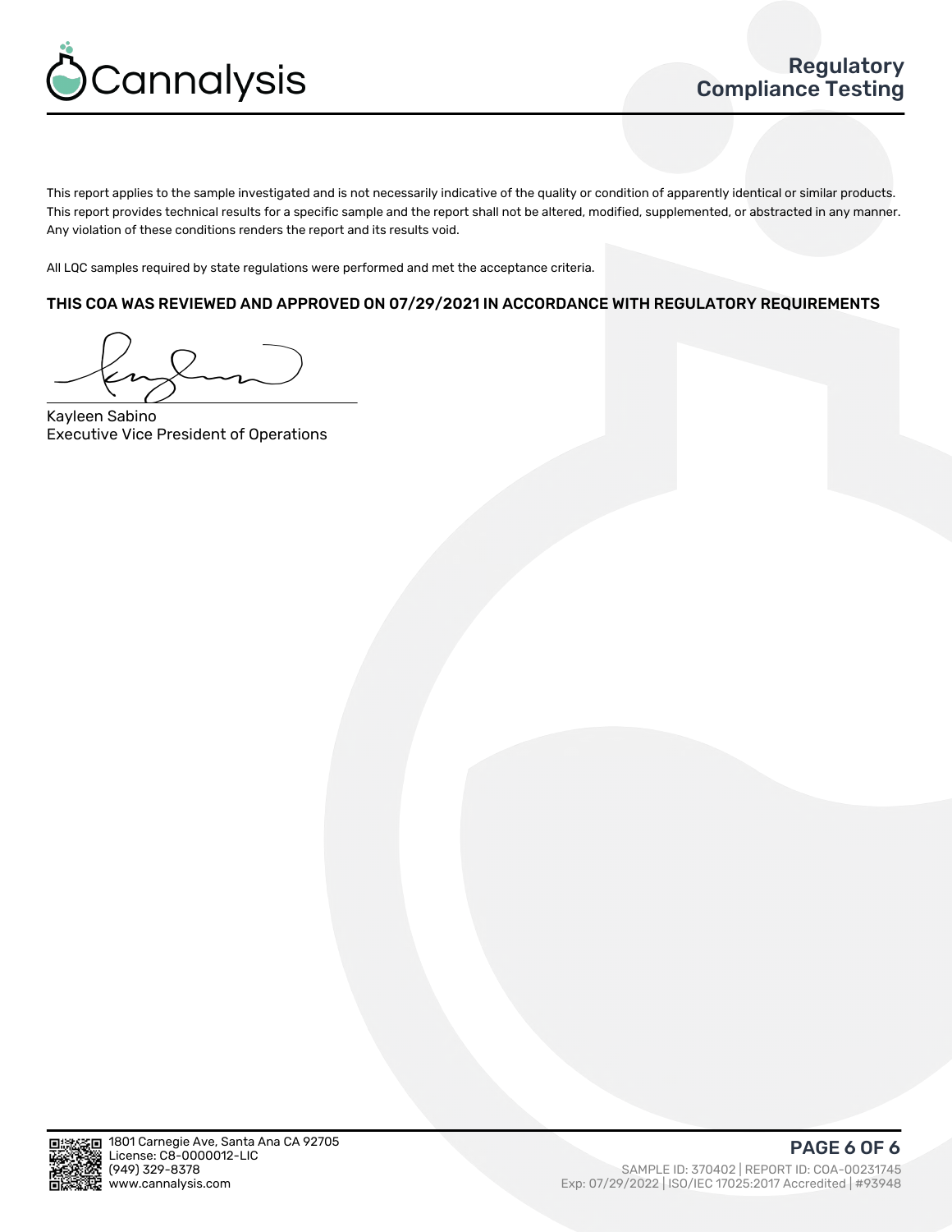This report applies to the sample investigated and is not necessarily indicative of the quality or condition of apparently identical or similar products. This report provides technical results for a specific sample and the report shall not be altered, modified, supplemented, or abstracted in any manner. Any violation of these conditions renders the report and its results void.

All LQC samples required by state regulations were performed and met the acceptance criteria.

**THIS COA WAS REVIEWED AND APPROVED ON 07/29/2021 IN ACCORDANCE WITH REGULATORY REQUIREMENTS**

Kayleen Sabino
Executive Vice President of Operations